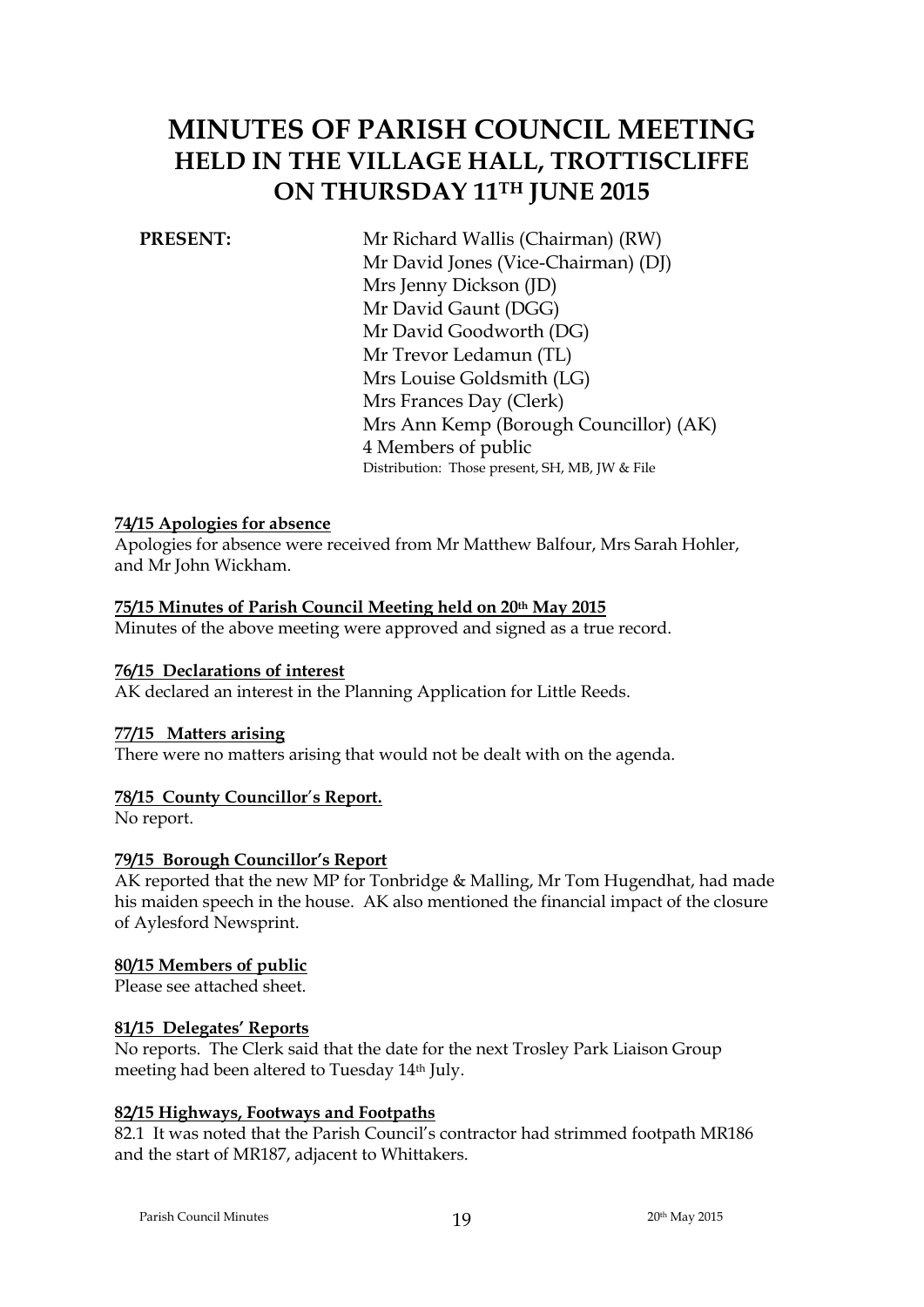# MINUTES OF PARISH COUNCIL MEETING
## HELD IN THE VILLAGE HALL, TROTTISCLIFFE
## ON THURSDAY 11TH JUNE 2015

**PRESENT:**

Mr Richard Wallis (Chairman) (RW)
Mr David Jones (Vice-Chairman) (DJ)
Mrs Jenny Dickson (JD)
Mr David Gaunt (DGG)
Mr David Goodworth (DG)
Mr Trevor Ledamun (TL)
Mrs Louise Goldsmith (LG)
Mrs Frances Day (Clerk)
Mrs Ann Kemp (Borough Councillor) (AK)
4 Members of public
Distribution: Those present, SH, MB, JW & File

**74/15 Apologies for absence**

Apologies for absence were received from Mr Matthew Balfour, Mrs Sarah Hohler, and Mr John Wickham.

**75/15 Minutes of Parish Council Meeting held on 20th May 2015**

Minutes of the above meeting were approved and signed as a true record.

**76/15 Declarations of interest**

AK declared an interest in the Planning Application for Little Reeds.

**77/15 Matters arising**

There were no matters arising that would not be dealt with on the agenda.

**78/15 County Councillor's Report.**

No report.

**79/15 Borough Councillor's Report**

AK reported that the new MP for Tonbridge & Malling, Mr Tom Hugendhat, had made his maiden speech in the house. AK also mentioned the financial impact of the closure of Aylesford Newsprint.

**80/15 Members of public**

Please see attached sheet.

**81/15 Delegates' Reports**

No reports. The Clerk said that the date for the next Trosley Park Liaison Group meeting had been altered to Tuesday 14th July.

**82/15 Highways, Footways and Footpaths**

82.1 It was noted that the Parish Council's contractor had strimmed footpath MR186 and the start of MR187, adjacent to Whittakers.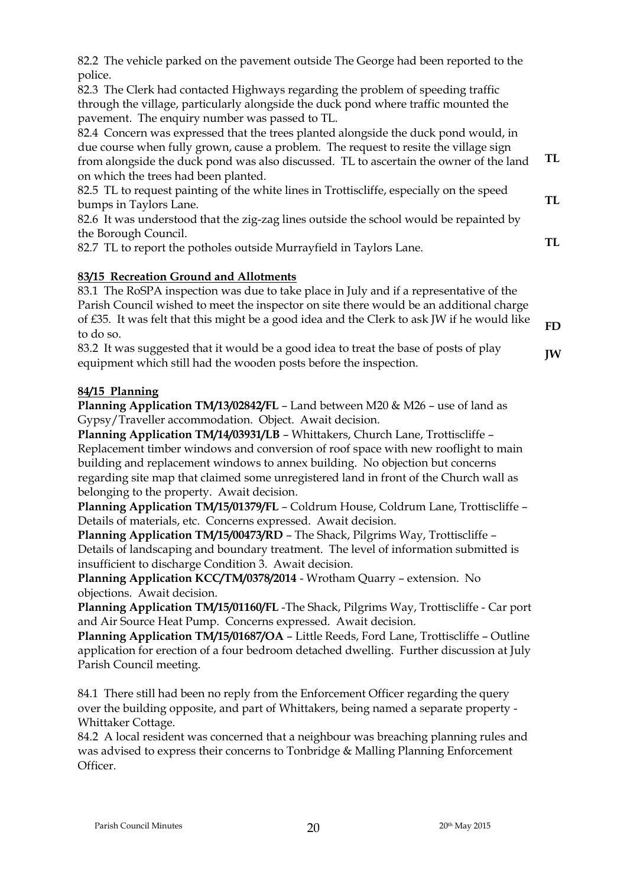82.2 The vehicle parked on the pavement outside The George had been reported to the police.

82.3 The Clerk had contacted Highways regarding the problem of speeding traffic through the village, particularly alongside the duck pond where traffic mounted the pavement. The enquiry number was passed to TL.

82.4 Concern was expressed that the trees planted alongside the duck pond would, in due course when fully grown, cause a problem. The request to resite the village sign from alongside the duck pond was also discussed. TL to ascertain the owner of the land on which the trees had been planted. **TL**

82.5 TL to request painting of the white lines in Trottiscliffe, especially on the speed bumps in Taylors Lane. **TL**

82.6 It was understood that the zig-zag lines outside the school would be repainted by the Borough Council.

82.7 TL to report the potholes outside Murrayfield in Taylors Lane. **TL**

**83/15 Recreation Ground and Allotments**

83.1 The RoSPA inspection was due to take place in July and if a representative of the Parish Council wished to meet the inspector on site there would be an additional charge of £35. It was felt that this might be a good idea and the Clerk to ask JW if he would like to do so. **FD**

83.2 It was suggested that it would be a good idea to treat the base of posts of play equipment which still had the wooden posts before the inspection. **JW**

**84/15 Planning**

**Planning Application TM/13/02842/FL** – Land between M20 & M26 – use of land as Gypsy/Traveller accommodation. Object. Await decision.

**Planning Application TM/14/03931/LB** – Whittakers, Church Lane, Trottiscliffe – Replacement timber windows and conversion of roof space with new rooflight to main building and replacement windows to annex building. No objection but concerns regarding site map that claimed some unregistered land in front of the Church wall as belonging to the property. Await decision.

**Planning Application TM/15/01379/FL** – Coldrum House, Coldrum Lane, Trottiscliffe – Details of materials, etc. Concerns expressed. Await decision.

**Planning Application TM/15/00473/RD** – The Shack, Pilgrims Way, Trottiscliffe – Details of landscaping and boundary treatment. The level of information submitted is insufficient to discharge Condition 3. Await decision.

**Planning Application KCC/TM/0378/2014** - Wrotham Quarry – extension. No objections. Await decision.

**Planning Application TM/15/01160/FL** -The Shack, Pilgrims Way, Trottiscliffe - Car port and Air Source Heat Pump. Concerns expressed. Await decision.

**Planning Application TM/15/01687/OA** – Little Reeds, Ford Lane, Trottiscliffe – Outline application for erection of a four bedroom detached dwelling. Further discussion at July Parish Council meeting.

84.1 There still had been no reply from the Enforcement Officer regarding the query over the building opposite, and part of Whittakers, being named a separate property - Whittaker Cottage.

84.2 A local resident was concerned that a neighbour was breaching planning rules and was advised to express their concerns to Tonbridge & Malling Planning Enforcement Officer.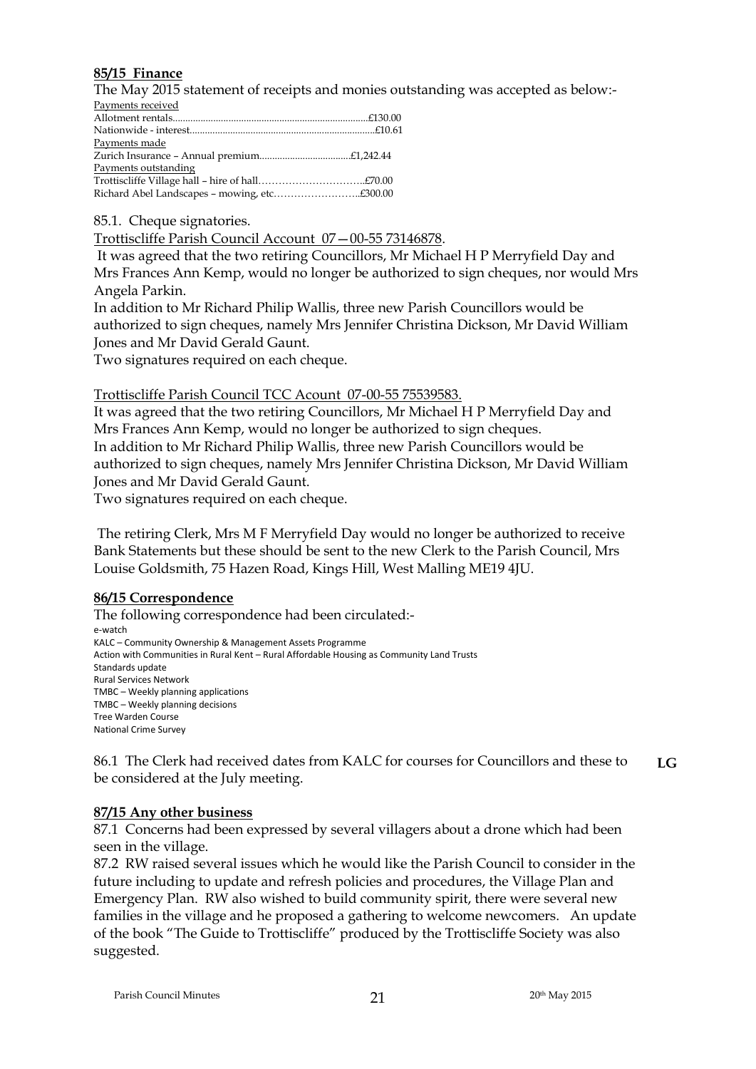**85/15 Finance**

The May 2015 statement of receipts and monies outstanding was accepted as below:-

Payments received

Allotment rentals............................................................................£130.00
Nationwide - interest........................................................................£10.61

Payments made

Zurich Insurance – Annual premium...................................£1,242.44

Payments outstanding

Trottiscliffe Village hall – hire of hall…………………………..£70.00
Richard Abel Landscapes – mowing, etc……………………..£300.00

85.1. Cheque signatories.

Trottiscliffe Parish Council Account 07—00-55 73146878.

It was agreed that the two retiring Councillors, Mr Michael H P Merryfield Day and Mrs Frances Ann Kemp, would no longer be authorized to sign cheques, nor would Mrs Angela Parkin.

In addition to Mr Richard Philip Wallis, three new Parish Councillors would be authorized to sign cheques, namely Mrs Jennifer Christina Dickson, Mr David William Jones and Mr David Gerald Gaunt.

Two signatures required on each cheque.

Trottiscliffe Parish Council TCC Acount 07-00-55 75539583.

It was agreed that the two retiring Councillors, Mr Michael H P Merryfield Day and Mrs Frances Ann Kemp, would no longer be authorized to sign cheques.

In addition to Mr Richard Philip Wallis, three new Parish Councillors would be authorized to sign cheques, namely Mrs Jennifer Christina Dickson, Mr David William Jones and Mr David Gerald Gaunt.

Two signatures required on each cheque.

The retiring Clerk, Mrs M F Merryfield Day would no longer be authorized to receive Bank Statements but these should be sent to the new Clerk to the Parish Council, Mrs Louise Goldsmith, 75 Hazen Road, Kings Hill, West Malling ME19 4JU.

**86/15 Correspondence**

The following correspondence had been circulated:-

e-watch
KALC – Community Ownership & Management Assets Programme
Action with Communities in Rural Kent – Rural Affordable Housing as Community Land Trusts
Standards update
Rural Services Network
TMBC – Weekly planning applications
TMBC – Weekly planning decisions
Tree Warden Course
National Crime Survey

86.1 The Clerk had received dates from KALC for courses for Councillors and these to be considered at the July meeting. **LG**

**87/15 Any other business**

87.1 Concerns had been expressed by several villagers about a drone which had been seen in the village.

87.2 RW raised several issues which he would like the Parish Council to consider in the future including to update and refresh policies and procedures, the Village Plan and Emergency Plan. RW also wished to build community spirit, there were several new families in the village and he proposed a gathering to welcome newcomers. An update of the book "The Guide to Trottiscliffe" produced by the Trottiscliffe Society was also suggested.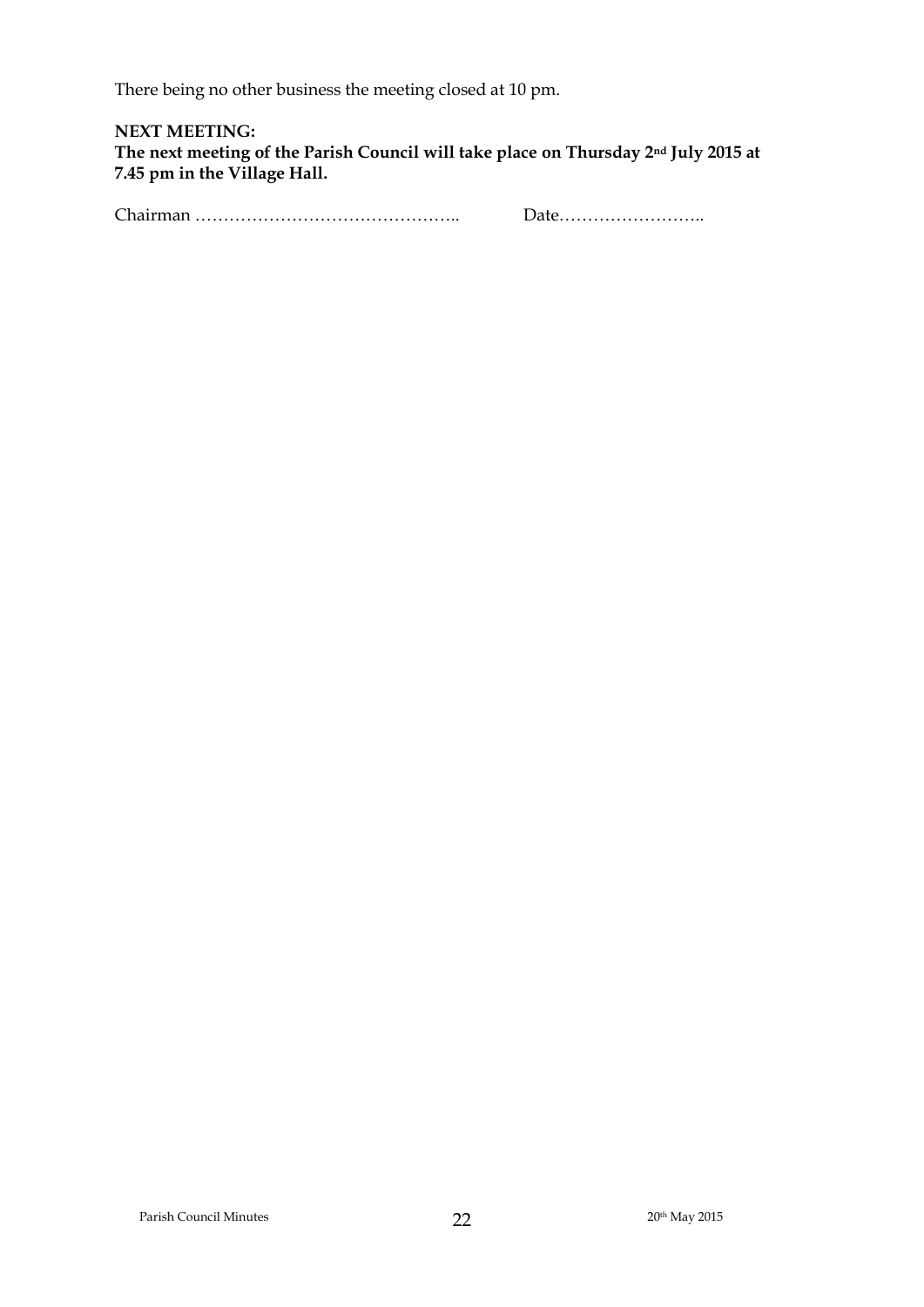There being no other business the meeting closed at 10 pm.

**NEXT MEETING:**
**The next meeting of the Parish Council will take place on Thursday 2nd July 2015 at 7.45 pm in the Village Hall.**

Chairman ……………………………………….. Date……………………..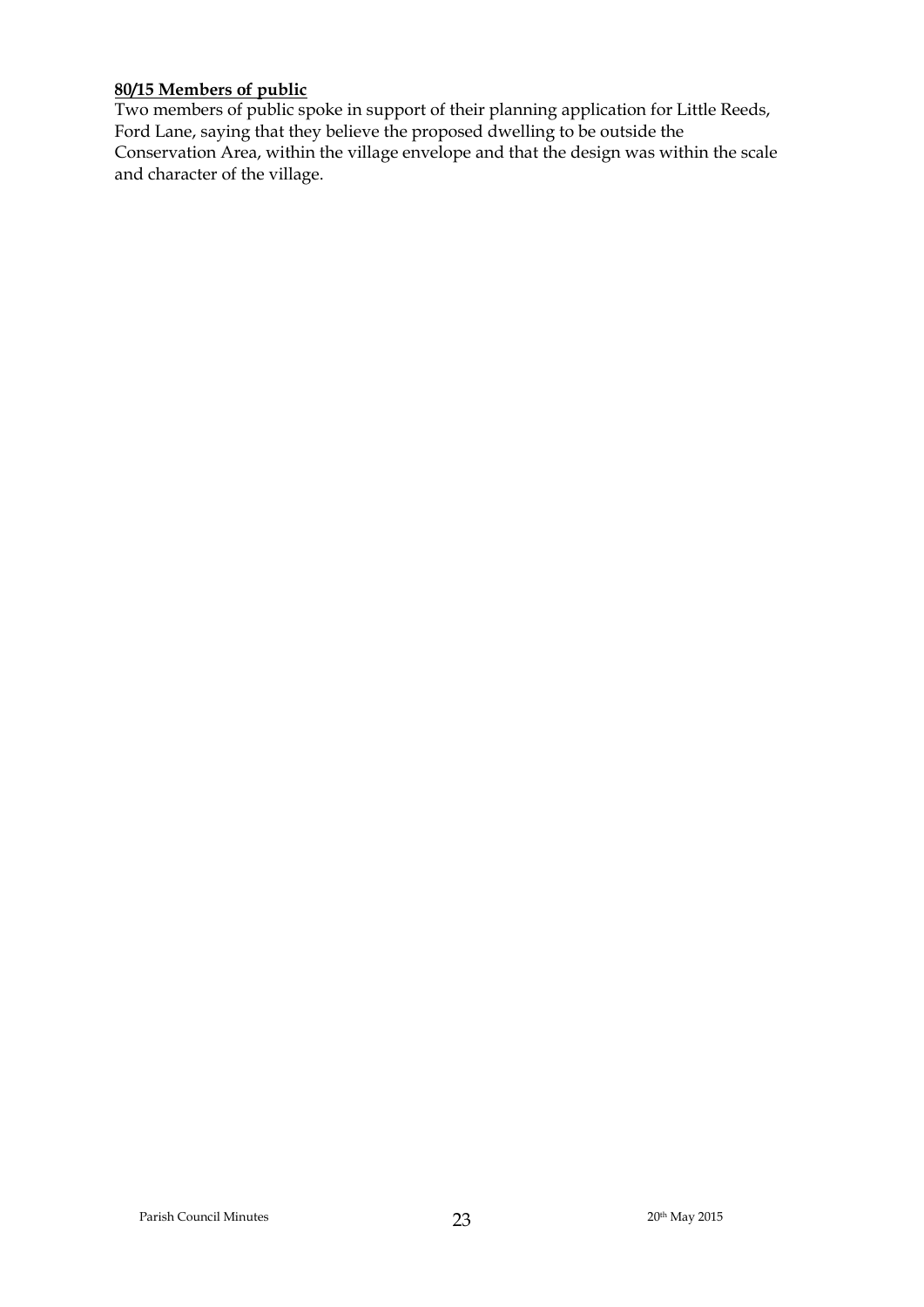**80/15 Members of public**

Two members of public spoke in support of their planning application for Little Reeds, Ford Lane, saying that they believe the proposed dwelling to be outside the Conservation Area, within the village envelope and that the design was within the scale and character of the village.